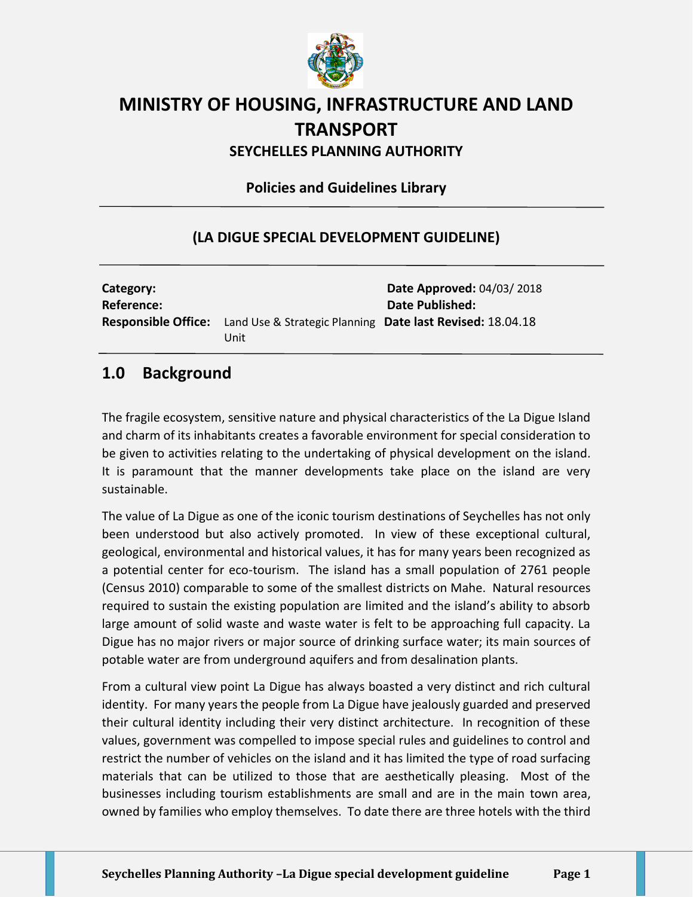# MINISTRY OF HOUSING, INFRASTRUCTURE AND LAND TRANSPORT

## SEYCHELLES PLANNING AUTHORITY

### Policies and Guidelines Library

### (LA DIGUE SPECIAL DEVELOPMENT GUIDELINE)

| | | |
|---|---|---|
| **Category:** | | **Date Approved:** 04/03/ 2018 |
| **Reference:** | | **Date Published:** |
| **Responsible Office:** | Land Use & Strategic Planning Unit | **Date last Revised:** 18.04.18 |

## 1.0 Background

The fragile ecosystem, sensitive nature and physical characteristics of the La Digue Island and charm of its inhabitants creates a favorable environment for special consideration to be given to activities relating to the undertaking of physical development on the island. It is paramount that the manner developments take place on the island are very sustainable.

The value of La Digue as one of the iconic tourism destinations of Seychelles has not only been understood but also actively promoted. In view of these exceptional cultural, geological, environmental and historical values, it has for many years been recognized as a potential center for eco-tourism. The island has a small population of 2761 people (Census 2010) comparable to some of the smallest districts on Mahe. Natural resources required to sustain the existing population are limited and the island's ability to absorb large amount of solid waste and waste water is felt to be approaching full capacity. La Digue has no major rivers or major source of drinking surface water; its main sources of potable water are from underground aquifers and from desalination plants.

From a cultural view point La Digue has always boasted a very distinct and rich cultural identity. For many years the people from La Digue have jealously guarded and preserved their cultural identity including their very distinct architecture. In recognition of these values, government was compelled to impose special rules and guidelines to control and restrict the number of vehicles on the island and it has limited the type of road surfacing materials that can be utilized to those that are aesthetically pleasing. Most of the businesses including tourism establishments are small and are in the main town area, owned by families who employ themselves. To date there are three hotels with the third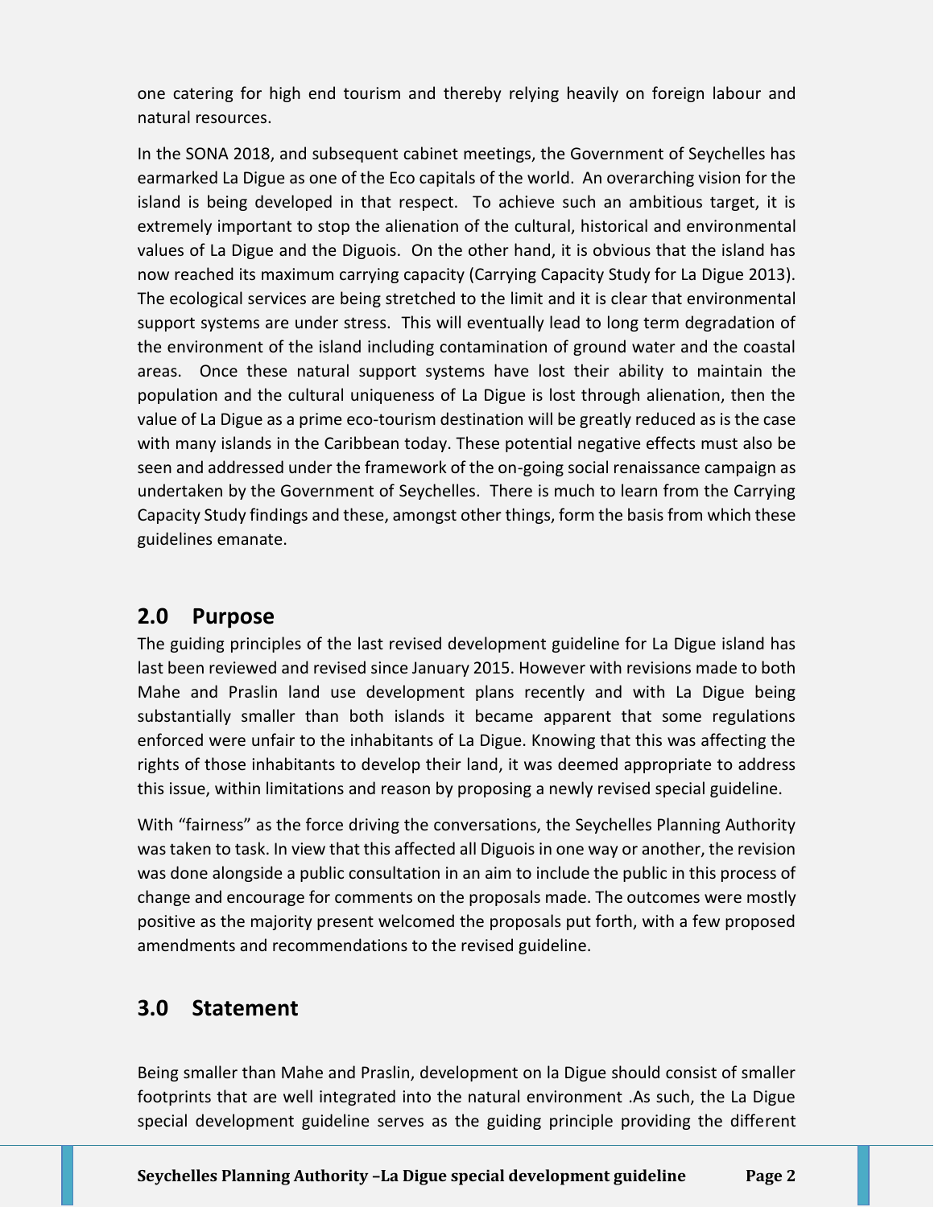one catering for high end tourism and thereby relying heavily on foreign labour and natural resources.

In the SONA 2018, and subsequent cabinet meetings, the Government of Seychelles has earmarked La Digue as one of the Eco capitals of the world. An overarching vision for the island is being developed in that respect. To achieve such an ambitious target, it is extremely important to stop the alienation of the cultural, historical and environmental values of La Digue and the Diguois. On the other hand, it is obvious that the island has now reached its maximum carrying capacity (Carrying Capacity Study for La Digue 2013). The ecological services are being stretched to the limit and it is clear that environmental support systems are under stress. This will eventually lead to long term degradation of the environment of the island including contamination of ground water and the coastal areas. Once these natural support systems have lost their ability to maintain the population and the cultural uniqueness of La Digue is lost through alienation, then the value of La Digue as a prime eco-tourism destination will be greatly reduced as is the case with many islands in the Caribbean today. These potential negative effects must also be seen and addressed under the framework of the on-going social renaissance campaign as undertaken by the Government of Seychelles. There is much to learn from the Carrying Capacity Study findings and these, amongst other things, form the basis from which these guidelines emanate.

## 2.0 Purpose

The guiding principles of the last revised development guideline for La Digue island has last been reviewed and revised since January 2015. However with revisions made to both Mahe and Praslin land use development plans recently and with La Digue being substantially smaller than both islands it became apparent that some regulations enforced were unfair to the inhabitants of La Digue. Knowing that this was affecting the rights of those inhabitants to develop their land, it was deemed appropriate to address this issue, within limitations and reason by proposing a newly revised special guideline.

With "fairness" as the force driving the conversations, the Seychelles Planning Authority was taken to task. In view that this affected all Diguois in one way or another, the revision was done alongside a public consultation in an aim to include the public in this process of change and encourage for comments on the proposals made. The outcomes were mostly positive as the majority present welcomed the proposals put forth, with a few proposed amendments and recommendations to the revised guideline.

## 3.0 Statement

Being smaller than Mahe and Praslin, development on la Digue should consist of smaller footprints that are well integrated into the natural environment .As such, the La Digue special development guideline serves as the guiding principle providing the different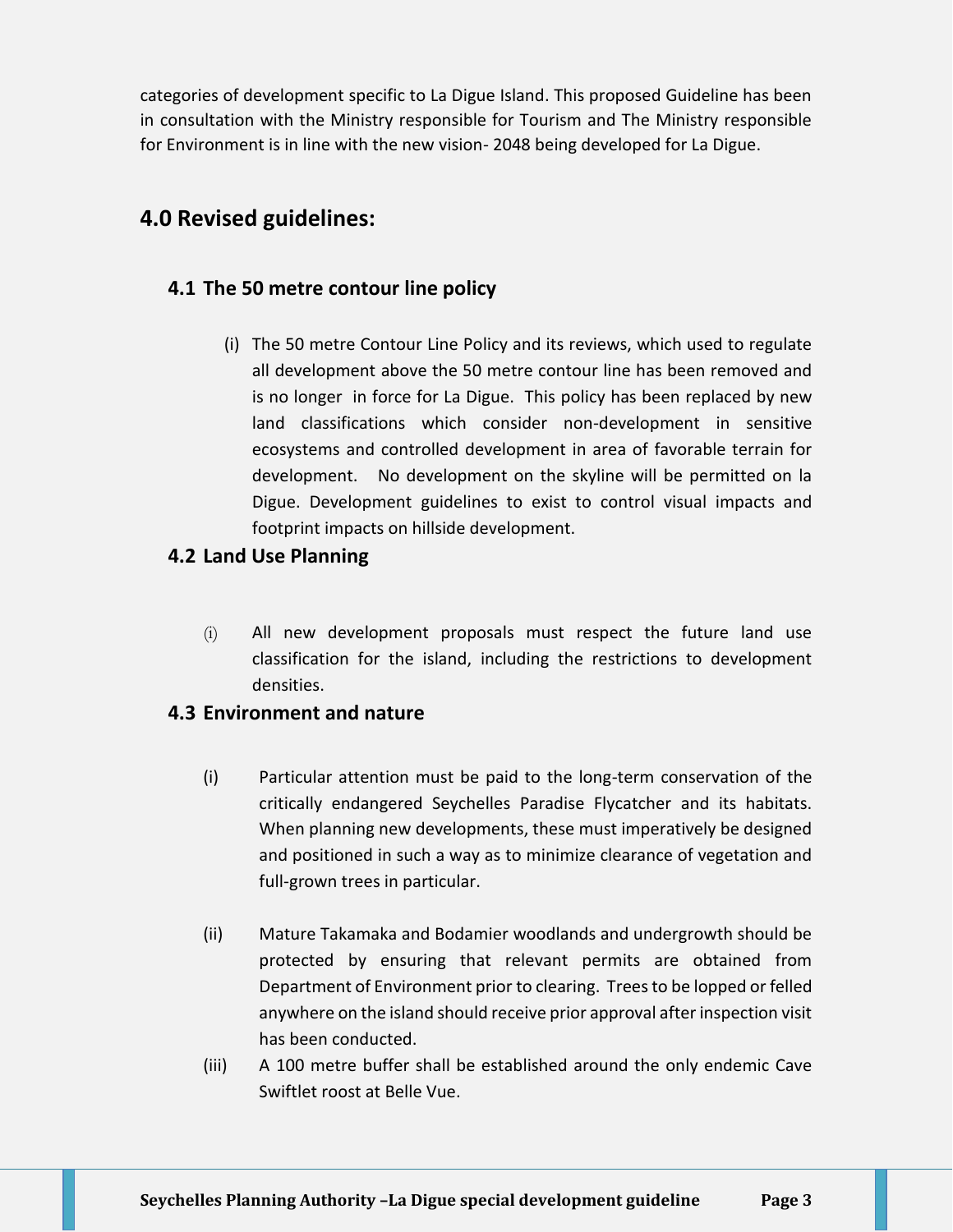categories of development specific to La Digue Island. This proposed Guideline has been in consultation with the Ministry responsible for Tourism and The Ministry responsible for Environment is in line with the new vision- 2048 being developed for La Digue.

# 4.0 Revised guidelines:

## 4.1 The 50 metre contour line policy

(i) The 50 metre Contour Line Policy and its reviews, which used to regulate all development above the 50 metre contour line has been removed and is no longer in force for La Digue. This policy has been replaced by new land classifications which consider non-development in sensitive ecosystems and controlled development in area of favorable terrain for development. No development on the skyline will be permitted on la Digue. Development guidelines to exist to control visual impacts and footprint impacts on hillside development.

## 4.2 Land Use Planning

(i) All new development proposals must respect the future land use classification for the island, including the restrictions to development densities.

## 4.3 Environment and nature

(i) Particular attention must be paid to the long-term conservation of the critically endangered Seychelles Paradise Flycatcher and its habitats. When planning new developments, these must imperatively be designed and positioned in such a way as to minimize clearance of vegetation and full-grown trees in particular.

(ii) Mature Takamaka and Bodamier woodlands and undergrowth should be protected by ensuring that relevant permits are obtained from Department of Environment prior to clearing. Trees to be lopped or felled anywhere on the island should receive prior approval after inspection visit has been conducted.

(iii) A 100 metre buffer shall be established around the only endemic Cave Swiftlet roost at Belle Vue.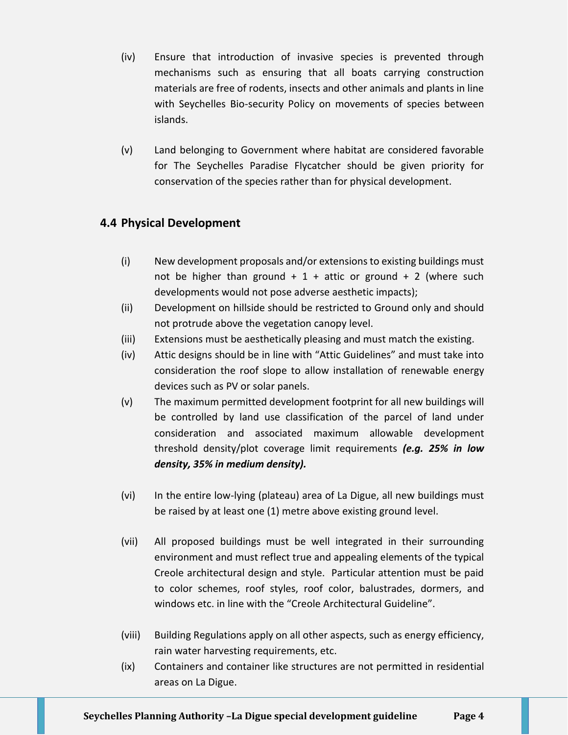(iv) Ensure that introduction of invasive species is prevented through mechanisms such as ensuring that all boats carrying construction materials are free of rodents, insects and other animals and plants in line with Seychelles Bio-security Policy on movements of species between islands.

(v) Land belonging to Government where habitat are considered favorable for The Seychelles Paradise Flycatcher should be given priority for conservation of the species rather than for physical development.

## 4.4 Physical Development

(i) New development proposals and/or extensions to existing buildings must not be higher than ground + 1 + attic or ground + 2 (where such developments would not pose adverse aesthetic impacts);

(ii) Development on hillside should be restricted to Ground only and should not protrude above the vegetation canopy level.

(iii) Extensions must be aesthetically pleasing and must match the existing.

(iv) Attic designs should be in line with "Attic Guidelines" and must take into consideration the roof slope to allow installation of renewable energy devices such as PV or solar panels.

(v) The maximum permitted development footprint for all new buildings will be controlled by land use classification of the parcel of land under consideration and associated maximum allowable development threshold density/plot coverage limit requirements ***(e.g. 25% in low density, 35% in medium density).***

(vi) In the entire low-lying (plateau) area of La Digue, all new buildings must be raised by at least one (1) metre above existing ground level.

(vii) All proposed buildings must be well integrated in their surrounding environment and must reflect true and appealing elements of the typical Creole architectural design and style. Particular attention must be paid to color schemes, roof styles, roof color, balustrades, dormers, and windows etc. in line with the "Creole Architectural Guideline".

(viii) Building Regulations apply on all other aspects, such as energy efficiency, rain water harvesting requirements, etc.

(ix) Containers and container like structures are not permitted in residential areas on La Digue.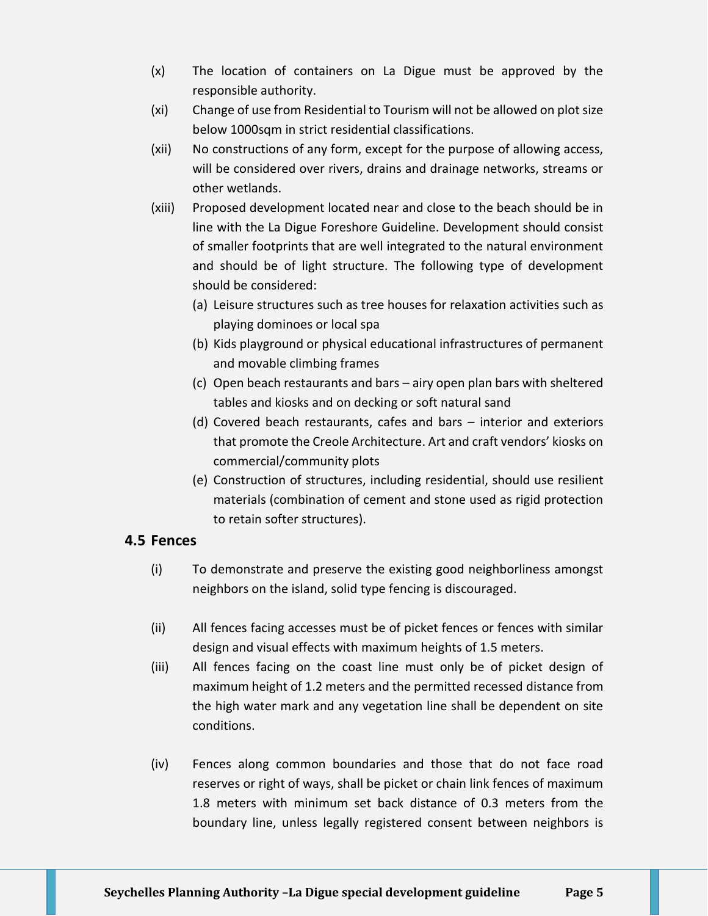(x) The location of containers on La Digue must be approved by the responsible authority.

(xi) Change of use from Residential to Tourism will not be allowed on plot size below 1000sqm in strict residential classifications.

(xii) No constructions of any form, except for the purpose of allowing access, will be considered over rivers, drains and drainage networks, streams or other wetlands.

(xiii) Proposed development located near and close to the beach should be in line with the La Digue Foreshore Guideline. Development should consist of smaller footprints that are well integrated to the natural environment and should be of light structure. The following type of development should be considered:

(a) Leisure structures such as tree houses for relaxation activities such as playing dominoes or local spa

(b) Kids playground or physical educational infrastructures of permanent and movable climbing frames

(c) Open beach restaurants and bars – airy open plan bars with sheltered tables and kiosks and on decking or soft natural sand

(d) Covered beach restaurants, cafes and bars – interior and exteriors that promote the Creole Architecture. Art and craft vendors' kiosks on commercial/community plots

(e) Construction of structures, including residential, should use resilient materials (combination of cement and stone used as rigid protection to retain softer structures).

## 4.5 Fences

(i) To demonstrate and preserve the existing good neighborliness amongst neighbors on the island, solid type fencing is discouraged.

(ii) All fences facing accesses must be of picket fences or fences with similar design and visual effects with maximum heights of 1.5 meters.

(iii) All fences facing on the coast line must only be of picket design of maximum height of 1.2 meters and the permitted recessed distance from the high water mark and any vegetation line shall be dependent on site conditions.

(iv) Fences along common boundaries and those that do not face road reserves or right of ways, shall be picket or chain link fences of maximum 1.8 meters with minimum set back distance of 0.3 meters from the boundary line, unless legally registered consent between neighbors is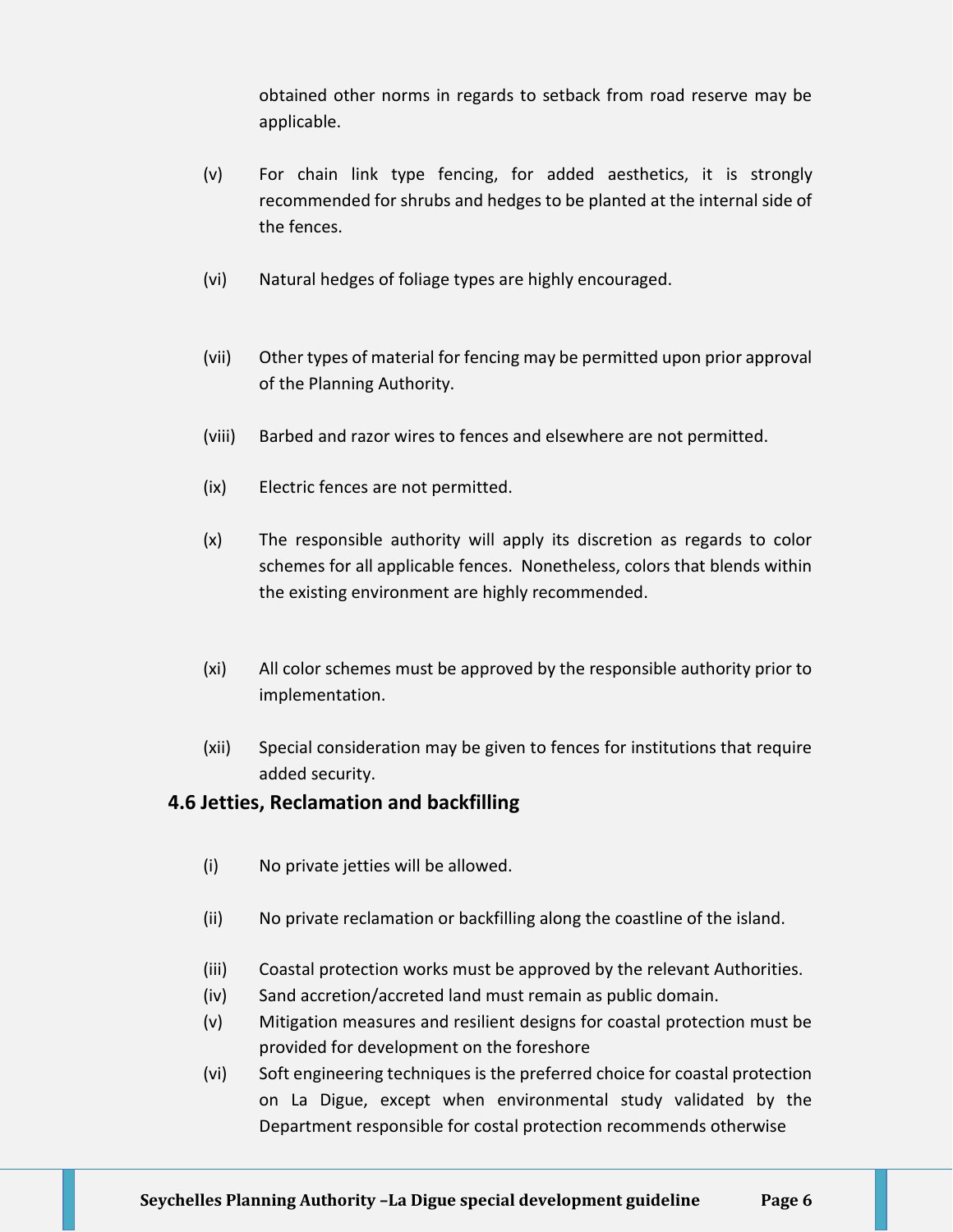obtained other norms in regards to setback from road reserve may be applicable.

(v) For chain link type fencing, for added aesthetics, it is strongly recommended for shrubs and hedges to be planted at the internal side of the fences.

(vi) Natural hedges of foliage types are highly encouraged.

(vii) Other types of material for fencing may be permitted upon prior approval of the Planning Authority.

(viii) Barbed and razor wires to fences and elsewhere are not permitted.

(ix) Electric fences are not permitted.

(x) The responsible authority will apply its discretion as regards to color schemes for all applicable fences. Nonetheless, colors that blends within the existing environment are highly recommended.

(xi) All color schemes must be approved by the responsible authority prior to implementation.

(xii) Special consideration may be given to fences for institutions that require added security.

### 4.6 Jetties, Reclamation and backfilling

(i) No private jetties will be allowed.

(ii) No private reclamation or backfilling along the coastline of the island.

(iii) Coastal protection works must be approved by the relevant Authorities.

(iv) Sand accretion/accreted land must remain as public domain.

(v) Mitigation measures and resilient designs for coastal protection must be provided for development on the foreshore

(vi) Soft engineering techniques is the preferred choice for coastal protection on La Digue, except when environmental study validated by the Department responsible for costal protection recommends otherwise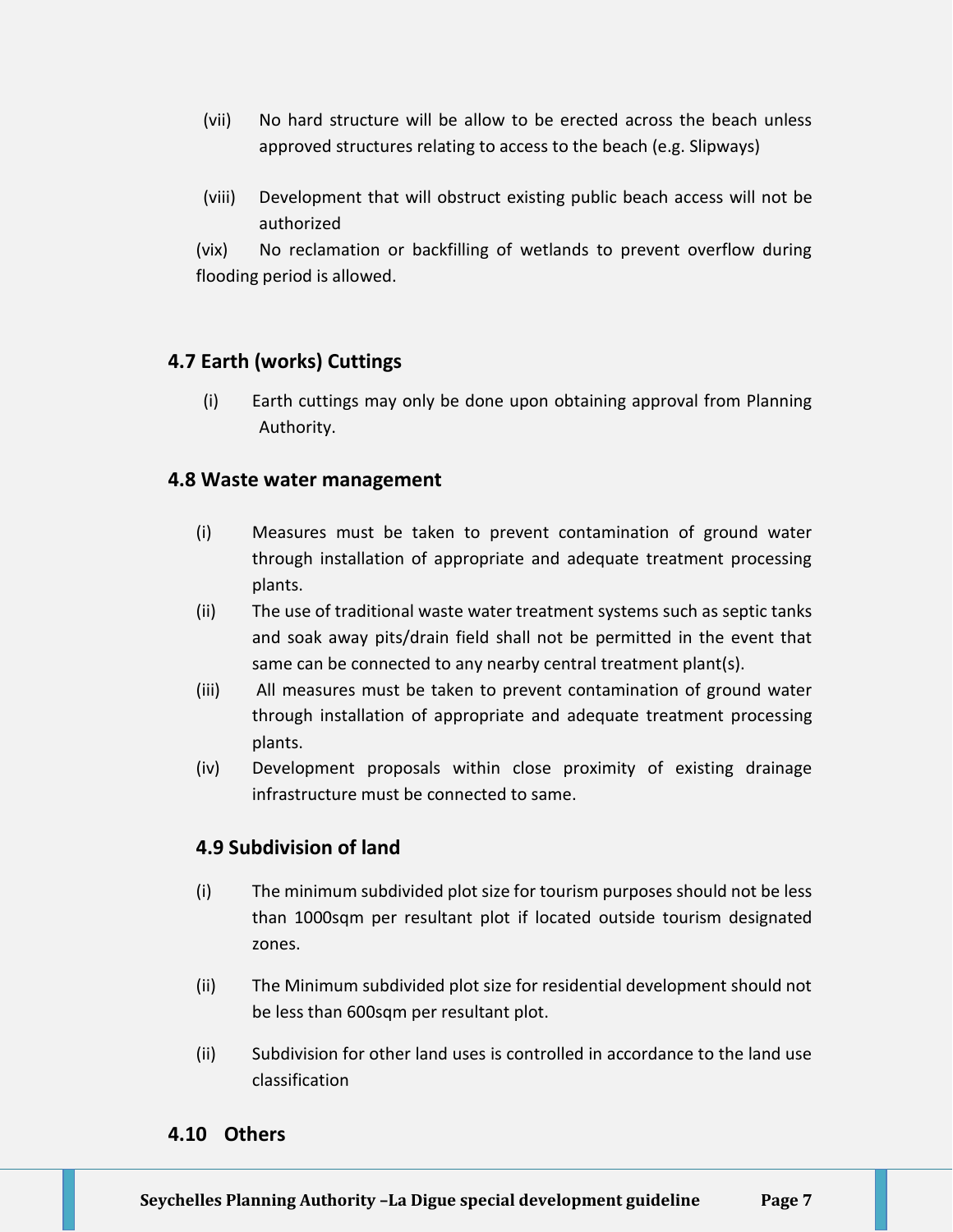(vii) No hard structure will be allow to be erected across the beach unless approved structures relating to access to the beach (e.g. Slipways)

(viii) Development that will obstruct existing public beach access will not be authorized

(vix) No reclamation or backfilling of wetlands to prevent overflow during flooding period is allowed.

## 4.7 Earth (works) Cuttings

(i) Earth cuttings may only be done upon obtaining approval from Planning Authority.

## 4.8 Waste water management

(i) Measures must be taken to prevent contamination of ground water through installation of appropriate and adequate treatment processing plants.

(ii) The use of traditional waste water treatment systems such as septic tanks and soak away pits/drain field shall not be permitted in the event that same can be connected to any nearby central treatment plant(s).

(iii) All measures must be taken to prevent contamination of ground water through installation of appropriate and adequate treatment processing plants.

(iv) Development proposals within close proximity of existing drainage infrastructure must be connected to same.

## 4.9 Subdivision of land

(i) The minimum subdivided plot size for tourism purposes should not be less than 1000sqm per resultant plot if located outside tourism designated zones.

(ii) The Minimum subdivided plot size for residential development should not be less than 600sqm per resultant plot.

(ii) Subdivision for other land uses is controlled in accordance to the land use classification

## 4.10 Others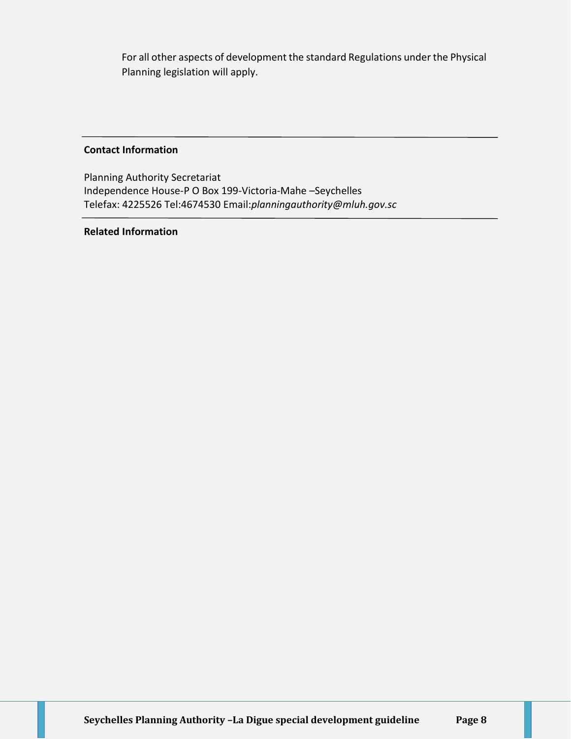For all other aspects of development the standard Regulations under the Physical Planning legislation will apply.

---

**Contact Information**

Planning Authority Secretariat
Independence House-P O Box 199-Victoria-Mahe –Seychelles
Telefax: 4225526 Tel:4674530 Email:*planningauthority@mluh.gov.sc*

---

**Related Information**